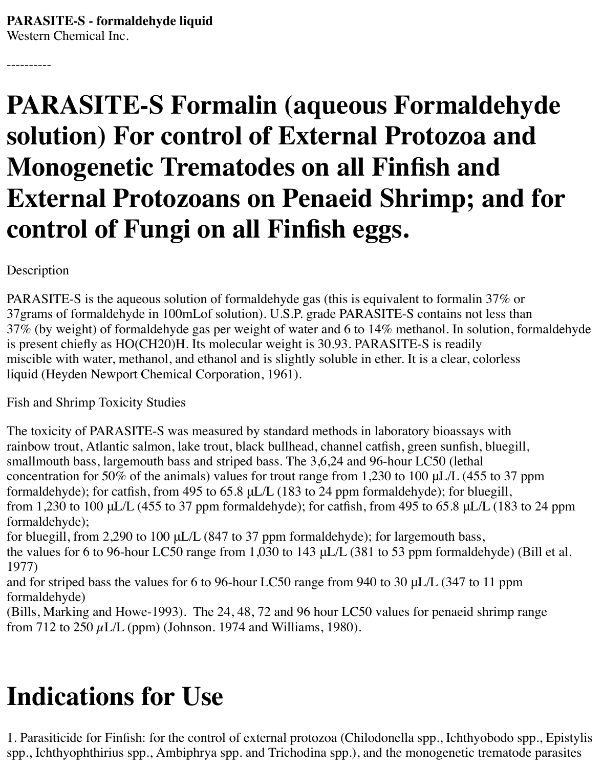**PARASITE-S - formaldehyde liquid**
Western Chemical Inc.

----------

# PARASITE-S Formalin (aqueous Formaldehyde solution) For control of External Protozoa and Monogenetic Trematodes on all Finfish and External Protozoans on Penaeid Shrimp; and for control of Fungi on all Finfish eggs.

Description

PARASITE-S is the aqueous solution of formaldehyde gas (this is equivalent to formalin 37% or 37grams of formaldehyde in 100mLof solution). U.S.P. grade PARASITE-S contains not less than 37% (by weight) of formaldehyde gas per weight of water and 6 to 14% methanol. In solution, formaldehyde is present chiefly as HO(CH20)H. Its molecular weight is 30.93. PARASITE-S is readily miscible with water, methanol, and ethanol and is slightly soluble in ether. It is a clear, colorless liquid (Heyden Newport Chemical Corporation, 1961).

Fish and Shrimp Toxicity Studies

The toxicity of PARASITE-S was measured by standard methods in laboratory bioassays with rainbow trout, Atlantic salmon, lake trout, black bullhead, channel catfish, green sunfish, bluegill, smallmouth bass, largemouth bass and striped bass. The 3,6,24 and 96-hour LC50 (lethal concentration for 50% of the animals) values for trout range from 1,230 to 100 μL/L (455 to 37 ppm formaldehyde); for catfish, from 495 to 65.8 μL/L (183 to 24 ppm formaldehyde); for bluegill, from 1,230 to 100 μL/L (455 to 37 ppm formaldehyde); for catfish, from 495 to 65.8 μL/L (183 to 24 ppm formaldehyde);
for bluegill, from 2,290 to 100 μL/L (847 to 37 ppm formaldehyde); for largemouth bass, the values for 6 to 96-hour LC50 range from 1,030 to 143 μL/L (381 to 53 ppm formaldehyde) (Bill et al. 1977)
and for striped bass the values for 6 to 96-hour LC50 range from 940 to 30 μL/L (347 to 11 ppm formaldehyde)
(Bills, Marking and Howe-1993). The 24, 48, 72 and 96 hour LC50 values for penaeid shrimp range from 712 to 250 μL/L (ppm) (Johnson. 1974 and Williams, 1980).

# Indications for Use

1. Parasiticide for Finfish: for the control of external protozoa (Chilodonella spp., Ichthyobodo spp., Epistylis spp., Ichthyophthirius spp., Ambiphrya spp. and Trichodina spp.), and the monogenetic trematode parasites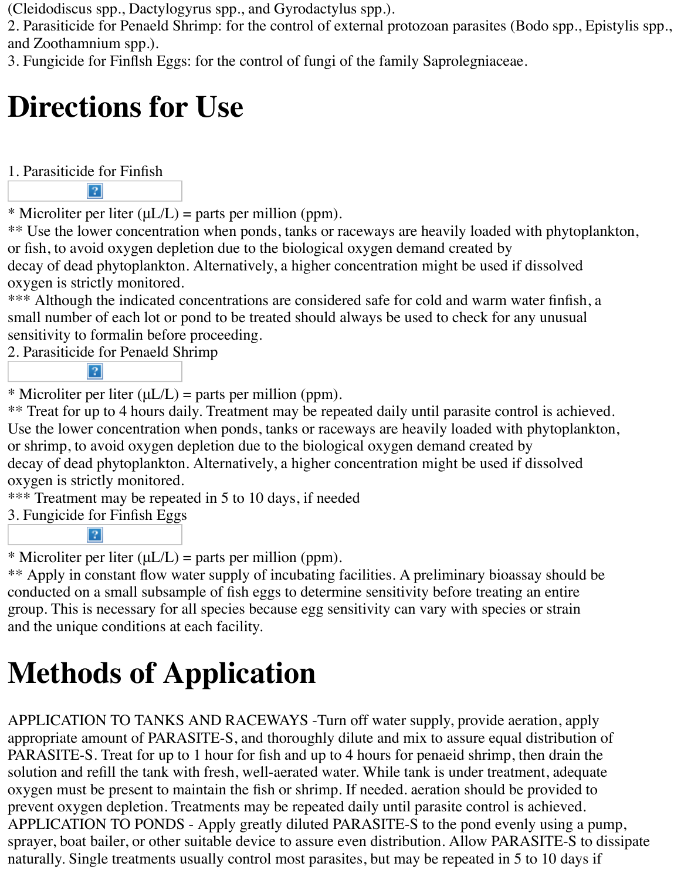(Cleidodiscus spp., Dactylogyrus spp., and Gyrodactylus spp.).
2. Parasiticide for Penaeld Shrimp: for the control of external protozoan parasites (Bodo spp., Epistylis spp., and Zoothamnium spp.).
3. Fungicide for Finflsh Eggs: for the control of fungi of the family Saprolegniaceae.

# Directions for Use

1. Parasiticide for Finfish

\* Microliter per liter (µL/L) = parts per million (ppm).
\*\* Use the lower concentration when ponds, tanks or raceways are heavily loaded with phytoplankton, or fish, to avoid oxygen depletion due to the biological oxygen demand created by decay of dead phytoplankton. Alternatively, a higher concentration might be used if dissolved oxygen is strictly monitored.
\*\*\* Although the indicated concentrations are considered safe for cold and warm water finfish, a small number of each lot or pond to be treated should always be used to check for any unusual sensitivity to formalin before proceeding.
2. Parasiticide for Penaeld Shrimp

\* Microliter per liter (µL/L) = parts per million (ppm).
\*\* Treat for up to 4 hours daily. Treatment may be repeated daily until parasite control is achieved. Use the lower concentration when ponds, tanks or raceways are heavily loaded with phytoplankton, or shrimp, to avoid oxygen depletion due to the biological oxygen demand created by decay of dead phytoplankton. Alternatively, a higher concentration might be used if dissolved oxygen is strictly monitored.
\*\*\* Treatment may be repeated in 5 to 10 days, if needed
3. Fungicide for Finfish Eggs

\* Microliter per liter (µL/L) = parts per million (ppm).
\*\* Apply in constant flow water supply of incubating facilities. A preliminary bioassay should be conducted on a small subsample of fish eggs to determine sensitivity before treating an entire group. This is necessary for all species because egg sensitivity can vary with species or strain and the unique conditions at each facility.

# Methods of Application

APPLICATION TO TANKS AND RACEWAYS -Turn off water supply, provide aeration, apply appropriate amount of PARASITE-S, and thoroughly dilute and mix to assure equal distribution of PARASITE-S. Treat for up to 1 hour for fish and up to 4 hours for penaeid shrimp, then drain the solution and refill the tank with fresh, well-aerated water. While tank is under treatment, adequate oxygen must be present to maintain the fish or shrimp. If needed. aeration should be provided to prevent oxygen depletion. Treatments may be repeated daily until parasite control is achieved.
APPLICATION TO PONDS - Apply greatly diluted PARASITE-S to the pond evenly using a pump, sprayer, boat bailer, or other suitable device to assure even distribution. Allow PARASITE-S to dissipate naturally. Single treatments usually control most parasites, but may be repeated in 5 to 10 days if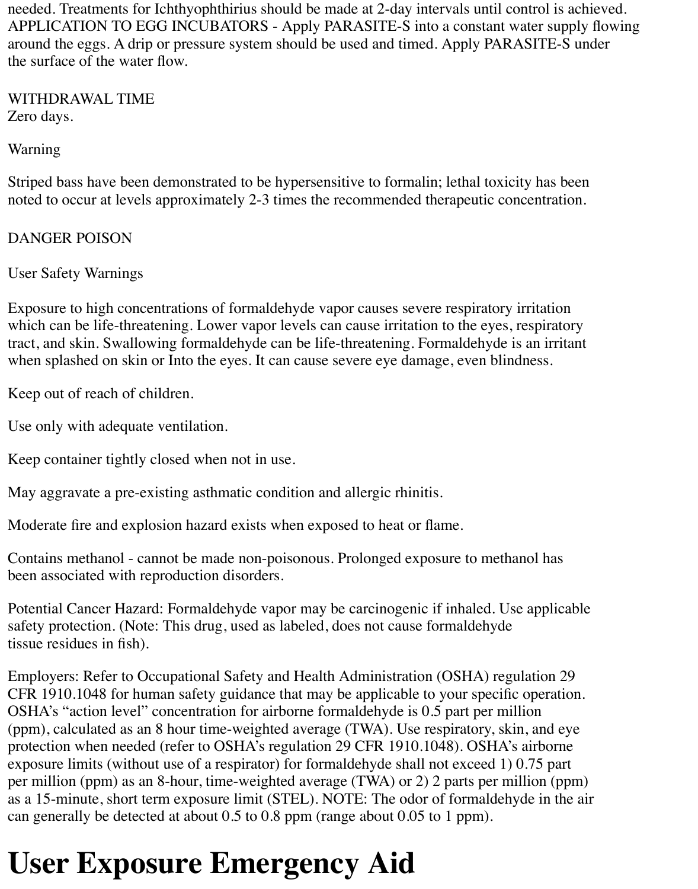needed. Treatments for Ichthyophthirius should be made at 2-day intervals until control is achieved. APPLICATION TO EGG INCUBATORS - Apply PARASITE-S into a constant water supply flowing around the eggs. A drip or pressure system should be used and timed. Apply PARASITE-S under the surface of the water flow.

WITHDRAWAL TIME
Zero days.

Warning

Striped bass have been demonstrated to be hypersensitive to formalin; lethal toxicity has been noted to occur at levels approximately 2-3 times the recommended therapeutic concentration.

DANGER POISON

User Safety Warnings

Exposure to high concentrations of formaldehyde vapor causes severe respiratory irritation which can be life-threatening. Lower vapor levels can cause irritation to the eyes, respiratory tract, and skin. Swallowing formaldehyde can be life-threatening. Formaldehyde is an irritant when splashed on skin or Into the eyes. It can cause severe eye damage, even blindness.

Keep out of reach of children.

Use only with adequate ventilation.

Keep container tightly closed when not in use.

May aggravate a pre-existing asthmatic condition and allergic rhinitis.

Moderate fire and explosion hazard exists when exposed to heat or flame.

Contains methanol - cannot be made non-poisonous. Prolonged exposure to methanol has been associated with reproduction disorders.

Potential Cancer Hazard: Formaldehyde vapor may be carcinogenic if inhaled. Use applicable safety protection. (Note: This drug, used as labeled, does not cause formaldehyde tissue residues in fish).

Employers: Refer to Occupational Safety and Health Administration (OSHA) regulation 29 CFR 1910.1048 for human safety guidance that may be applicable to your specific operation. OSHA's "action level" concentration for airborne formaldehyde is 0.5 part per million (ppm), calculated as an 8 hour time-weighted average (TWA). Use respiratory, skin, and eye protection when needed (refer to OSHA's regulation 29 CFR 1910.1048). OSHA's airborne exposure limits (without use of a respirator) for formaldehyde shall not exceed 1) 0.75 part per million (ppm) as an 8-hour, time-weighted average (TWA) or 2) 2 parts per million (ppm) as a 15-minute, short term exposure limit (STEL). NOTE: The odor of formaldehyde in the air can generally be detected at about 0.5 to 0.8 ppm (range about 0.05 to 1 ppm).

# User Exposure Emergency Aid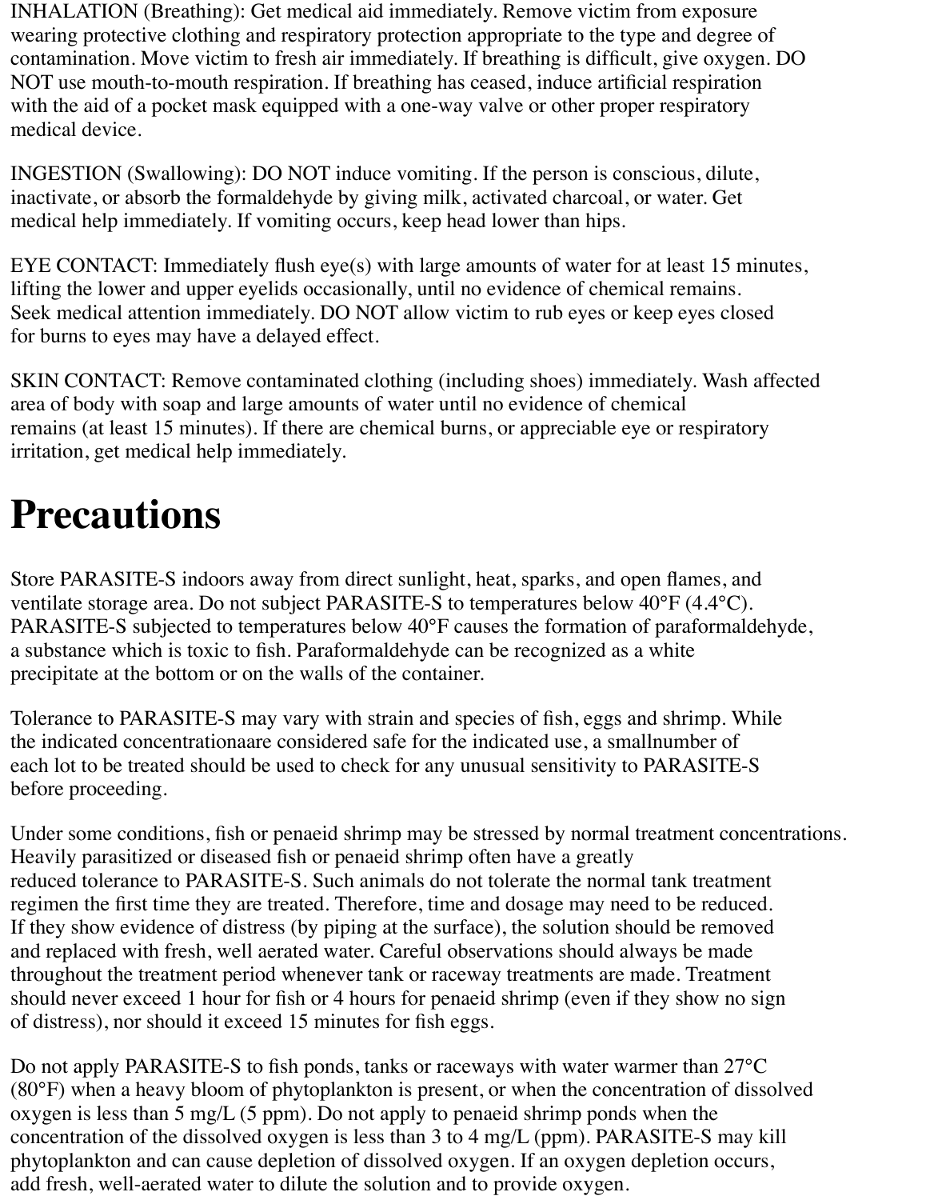INHALATION (Breathing): Get medical aid immediately. Remove victim from exposure wearing protective clothing and respiratory protection appropriate to the type and degree of contamination. Move victim to fresh air immediately. If breathing is difficult, give oxygen. DO NOT use mouth-to-mouth respiration. If breathing has ceased, induce artificial respiration with the aid of a pocket mask equipped with a one-way valve or other proper respiratory medical device.

INGESTION (Swallowing): DO NOT induce vomiting. If the person is conscious, dilute, inactivate, or absorb the formaldehyde by giving milk, activated charcoal, or water. Get medical help immediately. If vomiting occurs, keep head lower than hips.

EYE CONTACT: Immediately flush eye(s) with large amounts of water for at least 15 minutes, lifting the lower and upper eyelids occasionally, until no evidence of chemical remains. Seek medical attention immediately. DO NOT allow victim to rub eyes or keep eyes closed for burns to eyes may have a delayed effect.

SKIN CONTACT: Remove contaminated clothing (including shoes) immediately. Wash affected area of body with soap and large amounts of water until no evidence of chemical remains (at least 15 minutes). If there are chemical burns, or appreciable eye or respiratory irritation, get medical help immediately.

# Precautions

Store PARASITE-S indoors away from direct sunlight, heat, sparks, and open flames, and ventilate storage area. Do not subject PARASITE-S to temperatures below 40°F (4.4°C). PARASITE-S subjected to temperatures below 40°F causes the formation of paraformaldehyde, a substance which is toxic to fish. Paraformaldehyde can be recognized as a white precipitate at the bottom or on the walls of the container.

Tolerance to PARASITE-S may vary with strain and species of fish, eggs and shrimp. While the indicated concentrationaare considered safe for the indicated use, a smallnumber of each lot to be treated should be used to check for any unusual sensitivity to PARASITE-S before proceeding.

Under some conditions, fish or penaeid shrimp may be stressed by normal treatment concentrations. Heavily parasitized or diseased fish or penaeid shrimp often have a greatly reduced tolerance to PARASITE-S. Such animals do not tolerate the normal tank treatment regimen the first time they are treated. Therefore, time and dosage may need to be reduced. If they show evidence of distress (by piping at the surface), the solution should be removed and replaced with fresh, well aerated water. Careful observations should always be made throughout the treatment period whenever tank or raceway treatments are made. Treatment should never exceed 1 hour for fish or 4 hours for penaeid shrimp (even if they show no sign of distress), nor should it exceed 15 minutes for fish eggs.

Do not apply PARASITE-S to fish ponds, tanks or raceways with water warmer than 27°C (80°F) when a heavy bloom of phytoplankton is present, or when the concentration of dissolved oxygen is less than 5 mg/L (5 ppm). Do not apply to penaeid shrimp ponds when the concentration of the dissolved oxygen is less than 3 to 4 mg/L (ppm). PARASITE-S may kill phytoplankton and can cause depletion of dissolved oxygen. If an oxygen depletion occurs, add fresh, well-aerated water to dilute the solution and to provide oxygen.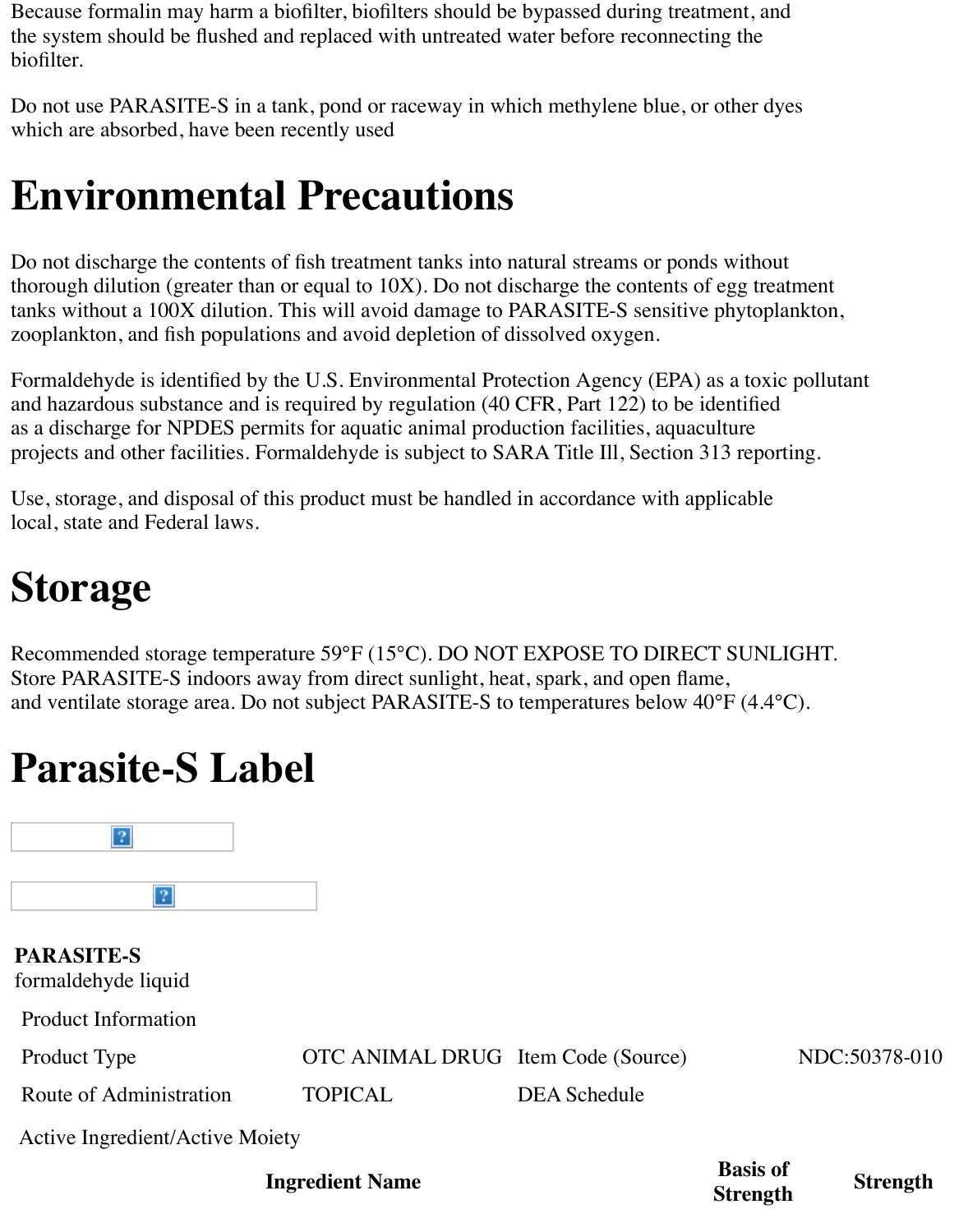Because formalin may harm a biofilter, biofilters should be bypassed during treatment, and the system should be flushed and replaced with untreated water before reconnecting the biofilter.

Do not use PARASITE-S in a tank, pond or raceway in which methylene blue, or other dyes which are absorbed, have been recently used

# Environmental Precautions

Do not discharge the contents of fish treatment tanks into natural streams or ponds without thorough dilution (greater than or equal to 10X). Do not discharge the contents of egg treatment tanks without a 100X dilution. This will avoid damage to PARASITE-S sensitive phytoplankton, zooplankton, and fish populations and avoid depletion of dissolved oxygen.

Formaldehyde is identified by the U.S. Environmental Protection Agency (EPA) as a toxic pollutant and hazardous substance and is required by regulation (40 CFR, Part 122) to be identified as a discharge for NPDES permits for aquatic animal production facilities, aquaculture projects and other facilities. Formaldehyde is subject to SARA Title Ill, Section 313 reporting.

Use, storage, and disposal of this product must be handled in accordance with applicable local, state and Federal laws.

# Storage

Recommended storage temperature 59°F (15°C). DO NOT EXPOSE TO DIRECT SUNLIGHT. Store PARASITE-S indoors away from direct sunlight, heat, spark, and open flame, and ventilate storage area. Do not subject PARASITE-S to temperatures below 40°F (4.4°C).

# Parasite-S Label

**PARASITE-S**
formaldehyde liquid

| Product Information | | | |
|---|---|---|---|
| Product Type | OTC ANIMAL DRUG | Item Code (Source) | NDC:50378-010 |
| Route of Administration | TOPICAL | DEA Schedule | |

| Active Ingredient/Active Moiety | | |
|---|---|---|
| **Ingredient Name** | **Basis of Strength** | **Strength** |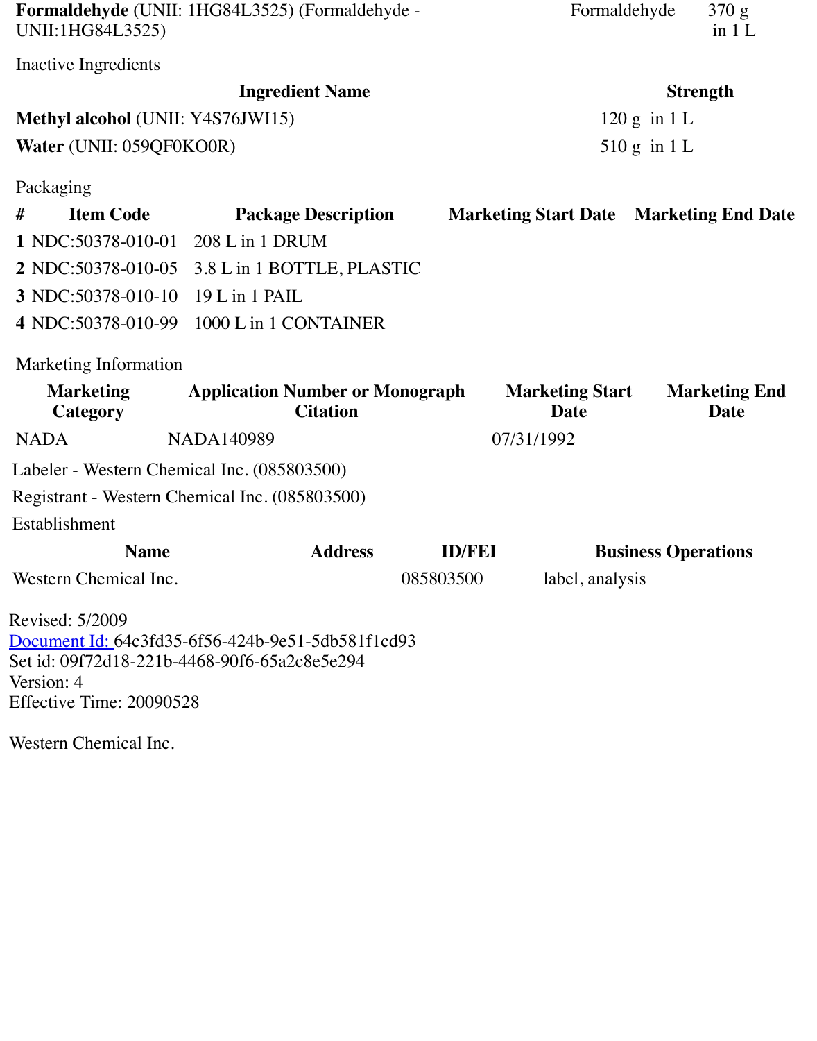| | | |
|---|---|---|
| **Formaldehyde** (UNII: 1HG84L3525) (Formaldehyde - UNII:1HG84L3525) | Formaldehyde | 370 g in 1 L |

Inactive Ingredients

| Ingredient Name | Strength |
|---|---|
| **Methyl alcohol** (UNII: Y4S76JWI15) | 120 g in 1 L |
| **Water** (UNII: 059QF0KO0R) | 510 g in 1 L |

Packaging

| # | Item Code | Package Description | Marketing Start Date | Marketing End Date |
|---|---|---|---|---|
| 1 | NDC:50378-010-01 | 208 L in 1 DRUM | | |
| 2 | NDC:50378-010-05 | 3.8 L in 1 BOTTLE, PLASTIC | | |
| 3 | NDC:50378-010-10 | 19 L in 1 PAIL | | |
| 4 | NDC:50378-010-99 | 1000 L in 1 CONTAINER | | |

Marketing Information

| Marketing Category | Application Number or Monograph Citation | Marketing Start Date | Marketing End Date |
|---|---|---|---|
| NADA | NADA140989 | 07/31/1992 | |

Labeler - Western Chemical Inc. (085803500)

Registrant - Western Chemical Inc. (085803500)

Establishment

| Name | Address | ID/FEI | Business Operations |
|---|---|---|---|
| Western Chemical Inc. | | 085803500 | label, analysis |

Revised: 5/2009

Document Id: 64c3fd35-6f56-424b-9e51-5db581f1cd93

Set id: 09f72d18-221b-4468-90f6-65a2c8e5e294

Version: 4

Effective Time: 20090528

Western Chemical Inc.